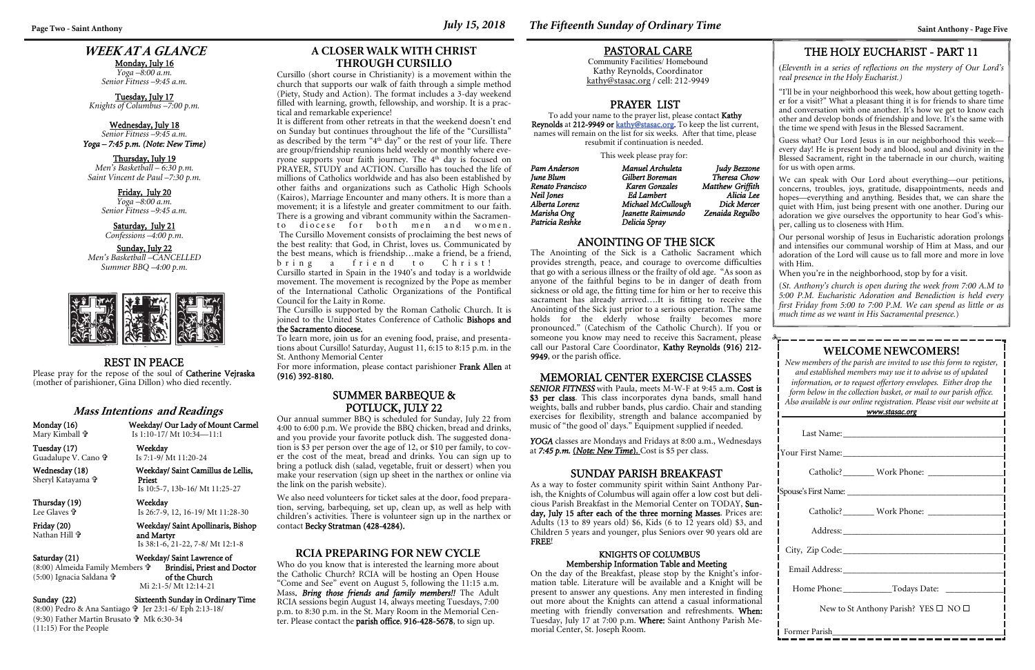# WEEK AT A GLANCE

**Monday, July 16**
*Yoga –8:00 a.m.*
*Senior Fitness –9:45 a.m.*

**Tuesday, July 17**
*Knights of Columbus –7:00 p.m.*

**Wednesday, July 18**
*Senior Fitness –9:45 a.m.*
***Yoga – 7:45 p.m. (Note: New Time)***

**Thursday, July 19**
*Men's Basketball – 6:30 p.m.*
*Saint Vincent de Paul –7:30 p.m.*

**Friday, July 20**
*Yoga –8:00 a.m.*
*Senior Fitness –9:45 a.m.*

**Saturday, July 21**
*Confessions –4:00 p.m.*

**Sunday, July 22**
*Men's Basketball –CANCELLED*
*Summer BBQ –4:00 p.m.*

## REST IN PEACE

Please pray for the repose of the soul of **Catherine Vejraska** (mother of parishioner, Gina Dillon) who died recently.

## *Mass Intentions and Readings*

| | |
|---|---|
| **Monday (16)** Mary Kimball ✞ | **Weekday/ Our Lady of Mount Carmel** Is 1:10-17/ Mt 10:34—11:1 |
| **Tuesday (17)** Guadalupe V. Cano ✞ | **Weekday** Is 7:1-9/ Mt 11:20-24 |
| **Wednesday (18)** Sheryl Katayama ✞ | **Weekday/ Saint Camillus de Lellis, Priest** Is 10:5-7, 13b-16/ Mt 11:25-27 |
| **Thursday (19)** Lee Glaves ✞ | **Weekday** Is 26:7-9, 12, 16-19/ Mt 11:28-30 |
| **Friday (20)** Nathan Hill ✞ | **Weekday/ Saint Apollinaris, Bishop and Martyr** Is 38:1-6, 21-22, 7-8/ Mt 12:1-8 |
| **Saturday (21)** (8:00) Almeida Family Members ✞ (5:00) Ignacia Saldana ✞ | **Weekday/ Saint Lawrence of Brindisi, Priest and Doctor of the Church** Mi 2:1-5/ Mt 12:14-21 |
| **Sunday (22)** (8:00) Pedro & Ana Santiago ✞ (9:30) Father Martin Brusato ✞ (11:15) For the People | **Sixteenth Sunday in Ordinary Time** Jer 23:1-6/ Eph 2:13-18/ Mk 6:30-34 |

## A CLOSER WALK WITH CHRIST THROUGH CURSILLO

Cursillo (short course in Christianity) is a movement within the church that supports our walk of faith through a simple method (Piety, Study and Action). The format includes a 3-day weekend filled with learning, growth, fellowship, and worship. It is a practical and remarkable experience!

It is different from other retreats in that the weekend doesn't end on Sunday but continues throughout the life of the "Cursillista" as described by the term "4th day" or the rest of your life. There are group/friendship reunions held weekly or monthly where everyone supports your faith journey. The 4th day is focused on PRAYER, STUDY and ACTION. Cursillo has touched the life of millions of Catholics worldwide and has also been established by other faiths and organizations such as Catholic High Schools (Kairos), Marriage Encounter and many others. It is more than a movement; it is a lifestyle and greater commitment to our faith. There is a growing and vibrant community within the Sacramento diocese for both men and women. The Cursillo Movement consists of proclaiming the best news of the best reality: that God, in Christ, loves us. Communicated by the best means, which is friendship…make a friend, be a friend, bring a friend to Christ!

Cursillo started in Spain in the 1940's and today is a worldwide movement. The movement is recognized by the Pope as member of the International Catholic Organizations of the Pontifical Council for the Laity in Rome.

The Cursillo is supported by the Roman Catholic Church. It is joined to the United States Conference of Catholic **Bishops and the Sacramento diocese.**

To learn more, join us for an evening food, praise, and presentations about Cursillo! Saturday, August 11, 6:15 to 8:15 p.m. in the St. Anthony Memorial Center

For more information, please contact parishioner **Frank Allen** at **(916) 392-8180.**

## SUMMER BARBEQUE & POTLUCK, JULY 22

Our annual summer BBQ is scheduled for Sunday, July 22 from 4:00 to 6:00 p.m. We provide the BBQ chicken, bread and drinks, and you provide your favorite potluck dish. The suggested donation is $3 per person over the age of 12, or $10 per family, to cover the cost of the meat, bread and drinks. You can sign up to bring a potluck dish (salad, vegetable, fruit or dessert) when you make your reservation (sign up sheet in the narthex or online via the link on the parish website).

We also need volunteers for ticket sales at the door, food preparation, serving, barbequing, set up, clean up, as well as help with children's activities. There is volunteer sign up in the narthex or contact **Becky Stratman (428-4284).**

## RCIA PREPARING FOR NEW CYCLE

Who do you know that is interested the learning more about the Catholic Church? RCIA will be hosting an Open House "Come and See" event on August 5, following the 11:15 a.m. Mass. ***Bring those friends and family members!!*** The Adult RCIA sessions begin August 14, always meeting Tuesdays, 7:00 p.m. to 8:30 p.m. in the St. Mary Room in the Memorial Center. Please contact the **parish office**, **916-428-5678**, to sign up.

## PASTORAL CARE

Community Facilities/ Homebound
Kathy Reynolds, Coordinator
kathy@stasac.org / cell: 212-9949

## PRAYER LIST

To add your name to the prayer list, please contact **Kathy Reynolds** at **212-9949 or kathy@stasac.org.** To keep the list current, names will remain on the list for six weeks. After that time, please resubmit if continuation is needed.

This week please pray for:

| | | |
|---|---|---|
| *Pam Anderson* | *Manuel Archuleta* | *Judy Bezzone* |
| *June Blum* | *Gilbert Boreman* | *Theresa Chow* |
| *Renato Francisco* | *Karen Gonzales* | *Matthew Griffith* |
| *Neil Jones* | *Ed Lambert* | *Alicia Lee* |
| *Alberta Lorenz* | *Michael McCullough* | *Dick Mercer* |
| *Marisha Ong* | *Jeanette Raimundo* | *Zenaida Regulbo* |
| *Patricia Reshke* | *Delicia Spray* | |

## ANOINTING OF THE SICK

The Anointing of the Sick is a Catholic Sacrament which provides strength, peace, and courage to overcome difficulties that go with a serious illness or the frailty of old age. "As soon as anyone of the faithful begins to be in danger of death from sickness or old age, the fitting time for him or her to receive this sacrament has already arrived….It is fitting to receive the Anointing of the Sick just prior to a serious operation. The same holds for the elderly whose frailty becomes more pronounced." (Catechism of the Catholic Church). If you or someone you know may need to receive this Sacrament, please call our Pastoral Care Coordinator, **Kathy Reynolds (916) 212-9949**, or the parish office.

## MEMORIAL CENTER EXERCISE CLASSES

***SENIOR FITNESS*** with Paula, meets M-W-F at 9:45 a.m. **Cost is $3 per class**. This class incorporates dyna bands, small hand weights, balls and rubber bands, plus cardio. Chair and standing exercises for flexibility, strength and balance accompanied by music of "the good ol' days." Equipment supplied if needed.

***YOGA*** classes are Mondays and Fridays at 8:00 a.m., Wednesdays at ***7:45 p.m.*** ***(Note: New Time).*** Cost is $5 per class.

## SUNDAY PARISH BREAKFAST

As a way to foster community spirit within Saint Anthony Parish, the Knights of Columbus will again offer a low cost but delicious Parish Breakfast in the Memorial Center on TODAY, **Sunday, July 15 after each of the three morning Masses**. Prices are: Adults (13 to 89 years old) $6, Kids (6 to 12 years old) $3, and Children 5 years and younger, plus Seniors over 90 years old are **FREE**!

### KNIGHTS OF COLUMBUS Membership Information Table and Meeting

On the day of the Breakfast, please stop by the Knight's information table. Literature will be available and a Knight will be present to answer any questions. Any men interested in finding out more about the Knights can attend a casual informational meeting with friendly conversation and refreshments. **When:** Tuesday, July 17 at 7:00 p.m. **Where:** Saint Anthony Parish Memorial Center, St. Joseph Room.

## THE HOLY EUCHARIST - PART 11

(*Eleventh in a series of reflections on the mystery of Our Lord's real presence in the Holy Eucharist.)*

"I'll be in your neighborhood this week, how about getting together for a visit?" What a pleasant thing it is for friends to share time and conversation with one another. It's how we get to know each other and develop bonds of friendship and love. It's the same with the time we spend with Jesus in the Blessed Sacrament.

Guess what? Our Lord Jesus is in our neighborhood this week—every day! He is present body and blood, soul and divinity in the Blessed Sacrament, right in the tabernacle in our church, waiting for us with open arms.

We can speak with Our Lord about everything—our petitions, concerns, troubles, joys, gratitude, disappointments, needs and hopes—everything and anything. Besides that, we can share the quiet with Him, just being present with one another. During our adoration we give ourselves the opportunity to hear God's whisper, calling us to closeness with Him.

Our personal worship of Jesus in Eucharistic adoration prolongs and intensifies our communal worship of Him at Mass, and our adoration of the Lord will cause us to fall more and more in love with Him.

When you're in the neighborhood, stop by for a visit.

(*St. Anthony's church is open during the week from 7:00 A.M to 5:00 P.M. Eucharistic Adoration and Benediction is held every first Friday from 5:00 to 7:00 P.M. We can spend as little or as much time as we want in His Sacramental presence.*)

## WELCOME NEWCOMERS!

*New members of the parish are invited to use this form to register, and established members may use it to advise us of updated information, or to request offertory envelopes. Either drop the form below in the collection basket, or mail to our parish office. Also available is our online registration. Please visit our website at* ***www.stasac.org***

Last Name:\_\_\_\_\_\_\_\_\_\_\_\_\_\_\_\_\_\_\_\_\_\_\_\_\_\_\_\_\_\_\_\_\_\_\_\_

Your First Name:\_\_\_\_\_\_\_\_\_\_\_\_\_\_\_\_\_\_\_\_\_\_\_\_\_\_\_\_\_\_\_

Catholic?\_\_\_\_\_\_\_ Work Phone: \_\_\_\_\_\_\_\_\_\_\_\_\_\_\_

Spouse's First Name: \_\_\_\_\_\_\_\_\_\_\_\_\_\_\_\_\_\_\_\_\_\_\_\_\_\_\_\_

Catholic?\_\_\_\_\_\_\_ Work Phone: \_\_\_\_\_\_\_\_\_\_\_\_\_\_\_

Address:\_\_\_\_\_\_\_\_\_\_\_\_\_\_\_\_\_\_\_\_\_\_\_\_\_\_\_\_\_\_\_\_\_\_\_\_\_

City, Zip Code:\_\_\_\_\_\_\_\_\_\_\_\_\_\_\_\_\_\_\_\_\_\_\_\_\_\_\_\_\_\_\_\_

Email Address:\_\_\_\_\_\_\_\_\_\_\_\_\_\_\_\_\_\_\_\_\_\_\_\_\_\_\_\_\_\_\_\_

Home Phone:\_\_\_\_\_\_\_\_\_\_\_Todays Date: \_\_\_\_\_\_\_\_\_\_\_

New to St Anthony Parish? YES ☐ NO ☐

Former Parish\_\_\_\_\_\_\_\_\_\_\_\_\_\_\_\_\_\_\_\_\_\_\_\_\_\_\_\_\_\_\_\_\_\_\_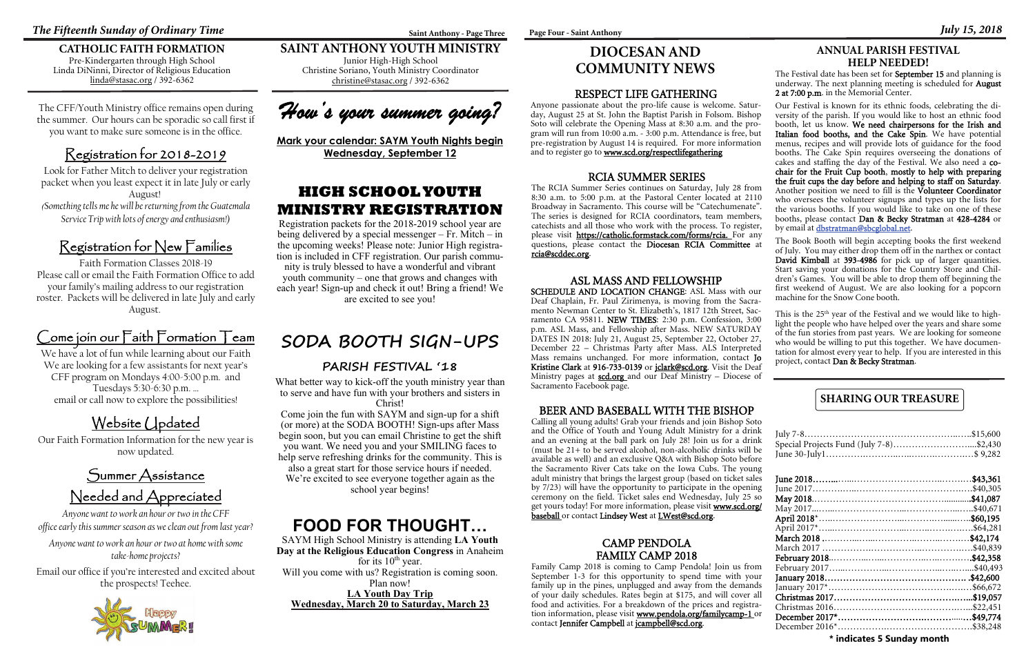## CATHOLIC FAITH FORMATION

Pre-Kindergarten through High School
Linda DiNinni, Director of Religious Education
linda@stasac.org / 392-6362

The CFF/Youth Ministry office remains open during the summer. Our hours can be sporadic so call first if you want to make sure someone is in the office.

## Registration for 2018-2019

Look for Father Mitch to deliver your registration packet when you least expect it in late July or early August!
*(Something tells me he will be returning from the Guatemala Service Trip with lots of energy and enthusiasm!)*

## Registration for New Families

Faith Formation Classes 2018-19
Please call or email the Faith Formation Office to add your family's mailing address to our registration roster. Packets will be delivered in late July and early August.

## Come join our Faith Formation Team

We have a lot of fun while learning about our Faith We are looking for a few assistants for next year's CFF program on Mondays 4:00-5:00 p.m. and Tuesdays 5:30-6:30 p.m. ...
email or call now to explore the possibilities!

## Website Updated

Our Faith Formation Information for the new year is now updated.

## Summer Assistance Needed and Appreciated

*Anyone want to work an hour or two in the CFF office early this summer season as we clean out from last year?*

*Anyone want to work an hour or two at home with some take-home projects?*

Email our office if you're interested and excited about the prospects! Teehee.

## SAINT ANTHONY YOUTH MINISTRY

Junior High-High School
Christine Soriano, Youth Ministry Coordinator
christine@stasac.org / 392-6362

# How's your summer going?

**Mark your calendar: SAYM Youth Nights begin Wednesday, September 12**

## HIGH SCHOOL YOUTH MINISTRY REGISTRATION

Registration packets for the 2018-2019 school year are being delivered by a special messenger – Fr. Mitch – in the upcoming weeks! Please note: Junior High registration is included in CFF registration. Our parish community is truly blessed to have a wonderful and vibrant youth community – one that grows and changes with each year! Sign-up and check it out! Bring a friend! We are excited to see you!

## SODA BOOTH SIGN-UPS

### PARISH FESTIVAL '18

What better way to kick-off the youth ministry year than to serve and have fun with your brothers and sisters in Christ!
Come join the fun with SAYM and sign-up for a shift (or more) at the SODA BOOTH! Sign-ups after Mass begin soon, but you can email Christine to get the shift you want. We need you and your SMILING faces to help serve refreshing drinks for the community. This is also a great start for those service hours if needed. We're excited to see everyone together again as the school year begins!

## FOOD FOR THOUGHT…

SAYM High School Ministry is attending **LA Youth Day at the Religious Education Congress** in Anaheim for its 10th year.
Will you come with us? Registration is coming soon. Plan now!
**LA Youth Day Trip**
**Wednesday, March 20 to Saturday, March 23**

# DIOCESAN AND COMMUNITY NEWS

## RESPECT LIFE GATHERING

Anyone passionate about the pro-life cause is welcome. Saturday, August 25 at St. John the Baptist Parish in Folsom. Bishop Soto will celebrate the Opening Mass at 8:30 a.m. and the program will run from 10:00 a.m. - 3:00 p.m. Attendance is free, but pre-registration by August 14 is required. For more information and to register go to **www.scd.org/respectlifegathering**

## RCIA SUMMER SERIES

The RCIA Summer Series continues on Saturday, July 28 from 8:30 a.m. to 5:00 p.m. at the Pastoral Center located at 2110 Broadway in Sacramento. This course will be "Catechumenate". The series is designed for RCIA coordinators, team members, catechists and all those who work with the process. To register, please visit **https://catholic.formstack.com/forms/rcia.** For any questions, please contact the **Diocesan RCIA Committee** at **rcia@scddec.org**.

## ASL MASS AND FELLOWSHIP

**SCHEDULE AND LOCATION CHANGE**: ASL Mass with our Deaf Chaplain, Fr. Paul Zirimenya, is moving from the Sacramento Newman Center to St. Elizabeth's, 1817 12th Street, Sacramento CA 95811. **NEW TIMES**: 2:30 p.m. Confession, 3:00 p.m. ASL Mass, and Fellowship after Mass. NEW SATURDAY DATES IN 2018: July 21, August 25, September 22, October 27, December 22 – Christmas Party after Mass. ALS Interpreted Mass remains unchanged. For more information, contact **Jo Kristine Clark** at **916-733-0139** or **jclark@scd.org**. Visit the Deaf Ministry pages at **scd.org** and our Deaf Ministry – Diocese of Sacramento Facebook page.

## BEER AND BASEBALL WITH THE BISHOP

Calling all young adults! Grab your friends and join Bishop Soto and the Office of Youth and Young Adult Ministry for a drink and an evening at the ball park on July 28! Join us for a drink (must be 21+ to be served alcohol, non-alcoholic drinks will be available as well) and an exclusive Q&A with Bishop Soto before the Sacramento River Cats take on the Iowa Cubs. The young adult ministry that brings the largest group (based on ticket sales by 7/23) will have the opportunity to participate in the opening ceremony on the field. Ticket sales end Wednesday, July 25 so get yours today! For more information, please visit **www.scd.org/baseball** or contact **Lindsey West** at **LWest@scd.org**.

## CAMP PENDOLA FAMILY CAMP 2018

Family Camp 2018 is coming to Camp Pendola! Join us from September 1-3 for this opportunity to spend time with your family up in the pines, unplugged and away from the demands of your daily schedules. Rates begin at $175, and will cover all food and activities. For a breakdown of the prices and registration information, please visit **www.pendola.org/familycamp-1** or contact **Jennifer Campbell** at **jcampbell@scd.org**.

## ANNUAL PARISH FESTIVAL HELP NEEDED!

The Festival date has been set for **September 15** and planning is underway. The next planning meeting is scheduled for **August 2 at 7:00 p.m.** in the Memorial Center.

Our Festival is known for its ethnic foods, celebrating the diversity of the parish. If you would like to host an ethnic food booth, let us know. **We need chairpersons for the Irish and Italian food booths, and the Cake Spin**. We have potential menus, recipes and will provide lots of guidance for the food booths. The Cake Spin requires overseeing the donations of cakes and staffing the day of the Festival. We also need a **co-chair for the Fruit Cup booth**, **mostly to help with preparing the fruit cups the day before and helping to staff on Saturday**. Another position we need to fill is the **Volunteer Coordinator** who oversees the volunteer signups and types up the lists for the various booths. If you would like to take on one of these booths, please contact **Dan & Becky Stratman** at **428-4284** or by email at **dbstratman@sbcglobal.net**.

The Book Booth will begin accepting books the first weekend of July. You may either drop them off in the narthex or contact **David Kimball** at **393-4986** for pick up of larger quantities. Start saving your donations for the Country Store and Children's Games. You will be able to drop them off beginning the first weekend of August. We are also looking for a popcorn machine for the Snow Cone booth.

This is the 25th year of the Festival and we would like to highlight the people who have helped over the years and share some of the fun stories from past years. We are looking for someone who would be willing to put this together. We have documentation for almost every year to help. If you are interested in this project, contact **Dan & Becky Stratman**.

## SHARING OUR TREASURE

| | |
|---|---|
| July 7-8 | $15,600 |
| Special Projects Fund (July 7-8) | $2,430 |
| June 30-July1 | $ 9,282 |
| | |
| **June 2018** | **$43,361** |
| June 2017 | $40,305 |
| **May 2018** | **$41,087** |
| May 2017 | $40,671 |
| **April 2018*** | **$60,195** |
| April 2017* | $64,281 |
| **March 2018** | **$42,174** |
| March 2017 | $40,839 |
| **February 2018** | **$42,358** |
| February 2017 | $40,493 |
| **January 2018** | **$42,600** |
| January 2017* | $66,672 |
| **Christmas 2017** | **$19,057** |
| Christmas 2016 | $22,451 |
| **December 2017*** | **$49,774** |
| December 2016* | $38,248 |

**\* indicates 5 Sunday month**